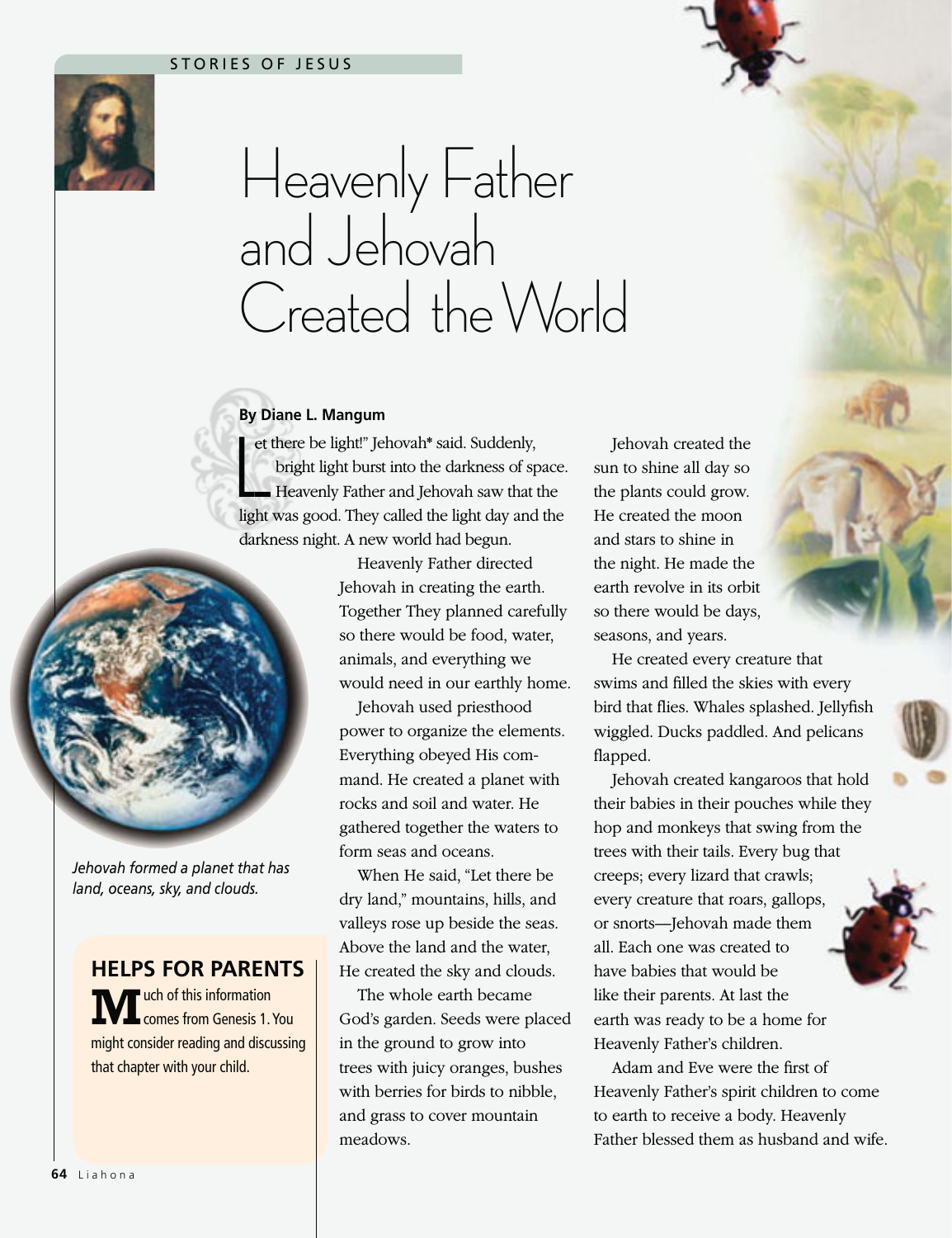STORIES OF JESUS

# Heavenly Father and Jehovah Created the World

**By Diane L. Mangum**

"Let there be light!" Jehovah* said. Suddenly, bright light burst into the darkness of space. Heavenly Father and Jehovah saw that the light was good. They called the light day and the darkness night. A new world had begun.

Heavenly Father directed Jehovah in creating the earth. Together They planned carefully so there would be food, water, animals, and everything we would need in our earthly home.

Jehovah used priesthood power to organize the elements. Everything obeyed His command. He created a planet with rocks and soil and water. He gathered together the waters to form seas and oceans.

When He said, "Let there be dry land," mountains, hills, and valleys rose up beside the seas. Above the land and the water, He created the sky and clouds.

The whole earth became God's garden. Seeds were placed in the ground to grow into trees with juicy oranges, bushes with berries for birds to nibble, and grass to cover mountain meadows.

Jehovah created the sun to shine all day so the plants could grow. He created the moon and stars to shine in the night. He made the earth revolve in its orbit so there would be days, seasons, and years.

He created every creature that swims and filled the skies with every bird that flies. Whales splashed. Jellyfish wiggled. Ducks paddled. And pelicans flapped.

Jehovah created kangaroos that hold their babies in their pouches while they hop and monkeys that swing from the trees with their tails. Every bug that creeps; every lizard that crawls; every creature that roars, gallops, or snorts—Jehovah made them all. Each one was created to have babies that would be like their parents. At last the earth was ready to be a home for Heavenly Father's children.

Adam and Eve were the first of Heavenly Father's spirit children to come to earth to receive a body. Heavenly Father blessed them as husband and wife.

*Jehovah formed a planet that has land, oceans, sky, and clouds.*

## HELPS FOR PARENTS

Much of this information comes from Genesis 1. You might consider reading and discussing that chapter with your child.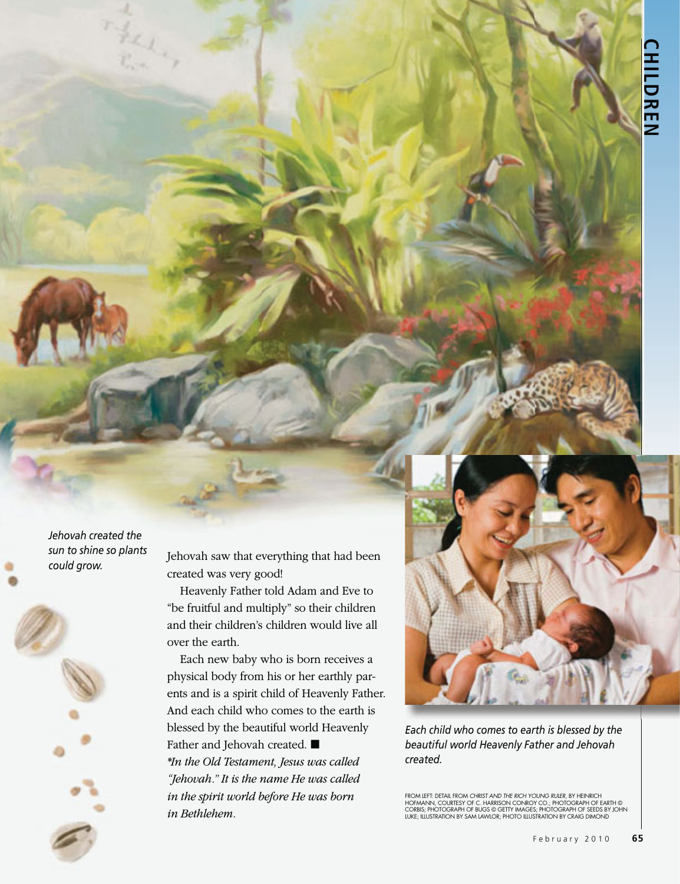*Jehovah created the sun to shine so plants could grow.*

Jehovah saw that everything that had been created was very good!

Heavenly Father told Adam and Eve to "be fruitful and multiply" so their children and their children's children would live all over the earth.

Each new baby who is born receives a physical body from his or her earthly parents and is a spirit child of Heavenly Father. And each child who comes to the earth is blessed by the beautiful world Heavenly Father and Jehovah created. ■

*\*In the Old Testament, Jesus was called "Jehovah." It is the name He was called in the spirit world before He was born in Bethlehem.*

*Each child who comes to earth is blessed by the beautiful world Heavenly Father and Jehovah created.*

FROM LEFT: DETAIL FROM *CHRIST AND THE RICH YOUNG RULER*, BY HEINRICH HOFMANN, COURTESY OF C. HARRISON CONROY CO.; PHOTOGRAPH OF EARTH © CORBIS; PHOTOGRAPH OF BUGS © GETTY IMAGES; PHOTOGRAPH OF SEEDS BY JOHN LUKE; ILLUSTRATION BY SAM LAWLOR; PHOTO ILLUSTRATION BY CRAIG DIMOND